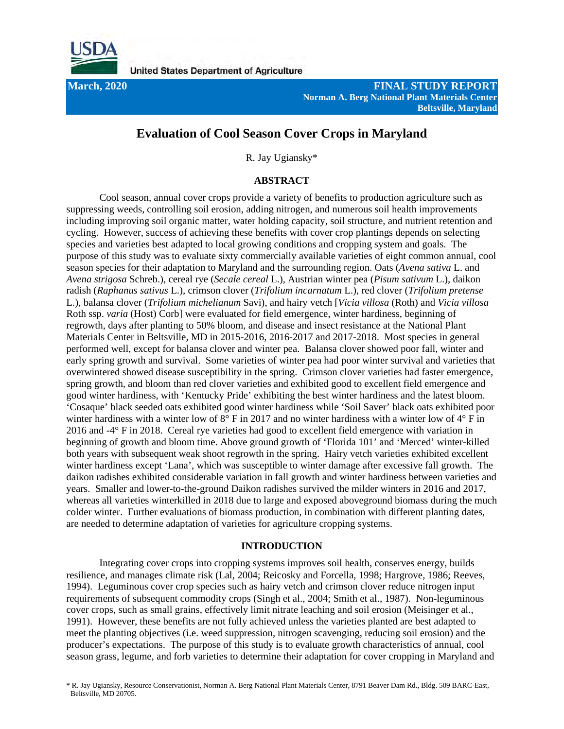United States Department of Agriculture

**March, 2020** **FINAL STUDY REPORT**
**Norman A. Berg National Plant Materials Center**
**Beltsville, Maryland**

# Evaluation of Cool Season Cover Crops in Maryland

R. Jay Ugiansky*

## ABSTRACT

Cool season, annual cover crops provide a variety of benefits to production agriculture such as suppressing weeds, controlling soil erosion, adding nitrogen, and numerous soil health improvements including improving soil organic matter, water holding capacity, soil structure, and nutrient retention and cycling. However, success of achieving these benefits with cover crop plantings depends on selecting species and varieties best adapted to local growing conditions and cropping system and goals. The purpose of this study was to evaluate sixty commercially available varieties of eight common annual, cool season species for their adaptation to Maryland and the surrounding region. Oats (*Avena sativa* L. and *Avena strigosa* Schreb.), cereal rye (*Secale cereal* L.), Austrian winter pea (*Pisum sativum* L.), daikon radish (*Raphanus sativus* L.), crimson clover (*Trifolium incarnatum* L.), red clover (*Trifolium pretense* L.), balansa clover (*Trifolium michelianum* Savi), and hairy vetch [*Vicia villosa* (Roth) and *Vicia villosa* Roth ssp. *varia* (Host) Corb] were evaluated for field emergence, winter hardiness, beginning of regrowth, days after planting to 50% bloom, and disease and insect resistance at the National Plant Materials Center in Beltsville, MD in 2015-2016, 2016-2017 and 2017-2018. Most species in general performed well, except for balansa clover and winter pea. Balansa clover showed poor fall, winter and early spring growth and survival. Some varieties of winter pea had poor winter survival and varieties that overwintered showed disease susceptibility in the spring. Crimson clover varieties had faster emergence, spring growth, and bloom than red clover varieties and exhibited good to excellent field emergence and good winter hardiness, with 'Kentucky Pride' exhibiting the best winter hardiness and the latest bloom. 'Cosaque' black seeded oats exhibited good winter hardiness while 'Soil Saver' black oats exhibited poor winter hardiness with a winter low of 8° F in 2017 and no winter hardiness with a winter low of 4° F in 2016 and -4° F in 2018. Cereal rye varieties had good to excellent field emergence with variation in beginning of growth and bloom time. Above ground growth of 'Florida 101' and 'Merced' winter-killed both years with subsequent weak shoot regrowth in the spring. Hairy vetch varieties exhibited excellent winter hardiness except 'Lana', which was susceptible to winter damage after excessive fall growth. The daikon radishes exhibited considerable variation in fall growth and winter hardiness between varieties and years. Smaller and lower-to-the-ground Daikon radishes survived the milder winters in 2016 and 2017, whereas all varieties winterkilled in 2018 due to large and exposed aboveground biomass during the much colder winter. Further evaluations of biomass production, in combination with different planting dates, are needed to determine adaptation of varieties for agriculture cropping systems.

## INTRODUCTION

Integrating cover crops into cropping systems improves soil health, conserves energy, builds resilience, and manages climate risk (Lal, 2004; Reicosky and Forcella, 1998; Hargrove, 1986; Reeves, 1994). Leguminous cover crop species such as hairy vetch and crimson clover reduce nitrogen input requirements of subsequent commodity crops (Singh et al., 2004; Smith et al., 1987). Non-leguminous cover crops, such as small grains, effectively limit nitrate leaching and soil erosion (Meisinger et al., 1991). However, these benefits are not fully achieved unless the varieties planted are best adapted to meet the planting objectives (i.e. weed suppression, nitrogen scavenging, reducing soil erosion) and the producer's expectations. The purpose of this study is to evaluate growth characteristics of annual, cool season grass, legume, and forb varieties to determine their adaptation for cover cropping in Maryland and

\* R. Jay Ugiansky, Resource Conservationist, Norman A. Berg National Plant Materials Center, 8791 Beaver Dam Rd., Bldg. 509 BARC-East, Beltsville, MD 20705.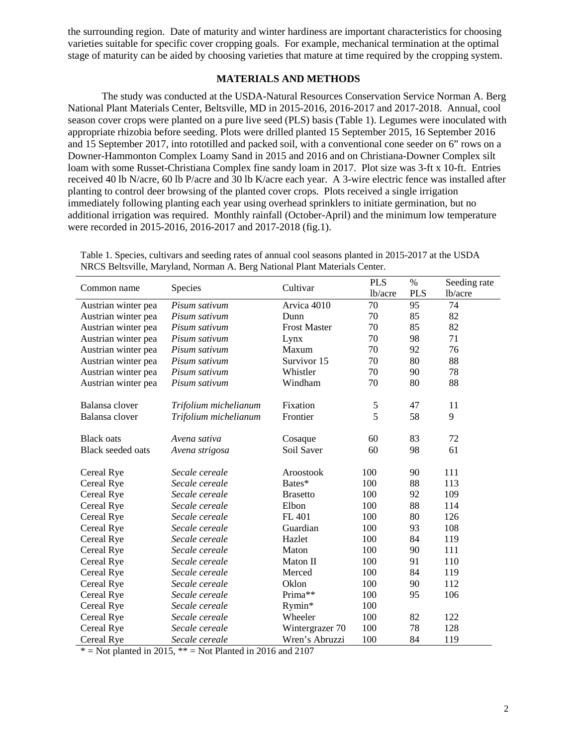the surrounding region. Date of maturity and winter hardiness are important characteristics for choosing varieties suitable for specific cover cropping goals. For example, mechanical termination at the optimal stage of maturity can be aided by choosing varieties that mature at time required by the cropping system.

## MATERIALS AND METHODS

The study was conducted at the USDA-Natural Resources Conservation Service Norman A. Berg National Plant Materials Center, Beltsville, MD in 2015-2016, 2016-2017 and 2017-2018. Annual, cool season cover crops were planted on a pure live seed (PLS) basis (Table 1). Legumes were inoculated with appropriate rhizobia before seeding. Plots were drilled planted 15 September 2015, 16 September 2016 and 15 September 2017, into rototilled and packed soil, with a conventional cone seeder on 6" rows on a Downer-Hammonton Complex Loamy Sand in 2015 and 2016 and on Christiana-Downer Complex silt loam with some Russet-Christiana Complex fine sandy loam in 2017. Plot size was 3-ft x 10-ft. Entries received 40 lb N/acre, 60 lb P/acre and 30 lb K/acre each year. A 3-wire electric fence was installed after planting to control deer browsing of the planted cover crops. Plots received a single irrigation immediately following planting each year using overhead sprinklers to initiate germination, but no additional irrigation was required. Monthly rainfall (October-April) and the minimum low temperature were recorded in 2015-2016, 2016-2017 and 2017-2018 (fig.1).

Table 1. Species, cultivars and seeding rates of annual cool seasons planted in 2015-2017 at the USDA NRCS Beltsville, Maryland, Norman A. Berg National Plant Materials Center.

| Common name | Species | Cultivar | PLS lb/acre | % PLS | Seeding rate lb/acre |
|---|---|---|---|---|---|
| Austrian winter pea | *Pisum sativum* | Arvica 4010 | 70 | 95 | 74 |
| Austrian winter pea | *Pisum sativum* | Dunn | 70 | 85 | 82 |
| Austrian winter pea | *Pisum sativum* | Frost Master | 70 | 85 | 82 |
| Austrian winter pea | *Pisum sativum* | Lynx | 70 | 98 | 71 |
| Austrian winter pea | *Pisum sativum* | Maxum | 70 | 92 | 76 |
| Austrian winter pea | *Pisum sativum* | Survivor 15 | 70 | 80 | 88 |
| Austrian winter pea | *Pisum sativum* | Whistler | 70 | 90 | 78 |
| Austrian winter pea | *Pisum sativum* | Windham | 70 | 80 | 88 |
| | | | | | |
| Balansa clover | *Trifolium michelianum* | Fixation | 5 | 47 | 11 |
| Balansa clover | *Trifolium michelianum* | Frontier | 5 | 58 | 9 |
| | | | | | |
| Black oats | *Avena sativa* | Cosaque | 60 | 83 | 72 |
| Black seeded oats | *Avena strigosa* | Soil Saver | 60 | 98 | 61 |
| | | | | | |
| Cereal Rye | *Secale cereale* | Aroostook | 100 | 90 | 111 |
| Cereal Rye | *Secale cereale* | Bates* | 100 | 88 | 113 |
| Cereal Rye | *Secale cereale* | Brasetto | 100 | 92 | 109 |
| Cereal Rye | *Secale cereale* | Elbon | 100 | 88 | 114 |
| Cereal Rye | *Secale cereale* | FL 401 | 100 | 80 | 126 |
| Cereal Rye | *Secale cereale* | Guardian | 100 | 93 | 108 |
| Cereal Rye | *Secale cereale* | Hazlet | 100 | 84 | 119 |
| Cereal Rye | *Secale cereale* | Maton | 100 | 90 | 111 |
| Cereal Rye | *Secale cereale* | Maton II | 100 | 91 | 110 |
| Cereal Rye | *Secale cereale* | Merced | 100 | 84 | 119 |
| Cereal Rye | *Secale cereale* | Oklon | 100 | 90 | 112 |
| Cereal Rye | *Secale cereale* | Prima** | 100 | 95 | 106 |
| Cereal Rye | *Secale cereale* | Rymin* | 100 | | |
| Cereal Rye | *Secale cereale* | Wheeler | 100 | 82 | 122 |
| Cereal Rye | *Secale cereale* | Wintergrazer 70 | 100 | 78 | 128 |
| Cereal Rye | *Secale cereale* | Wren's Abruzzi | 100 | 84 | 119 |

* = Not planted in 2015, ** = Not Planted in 2016 and 2107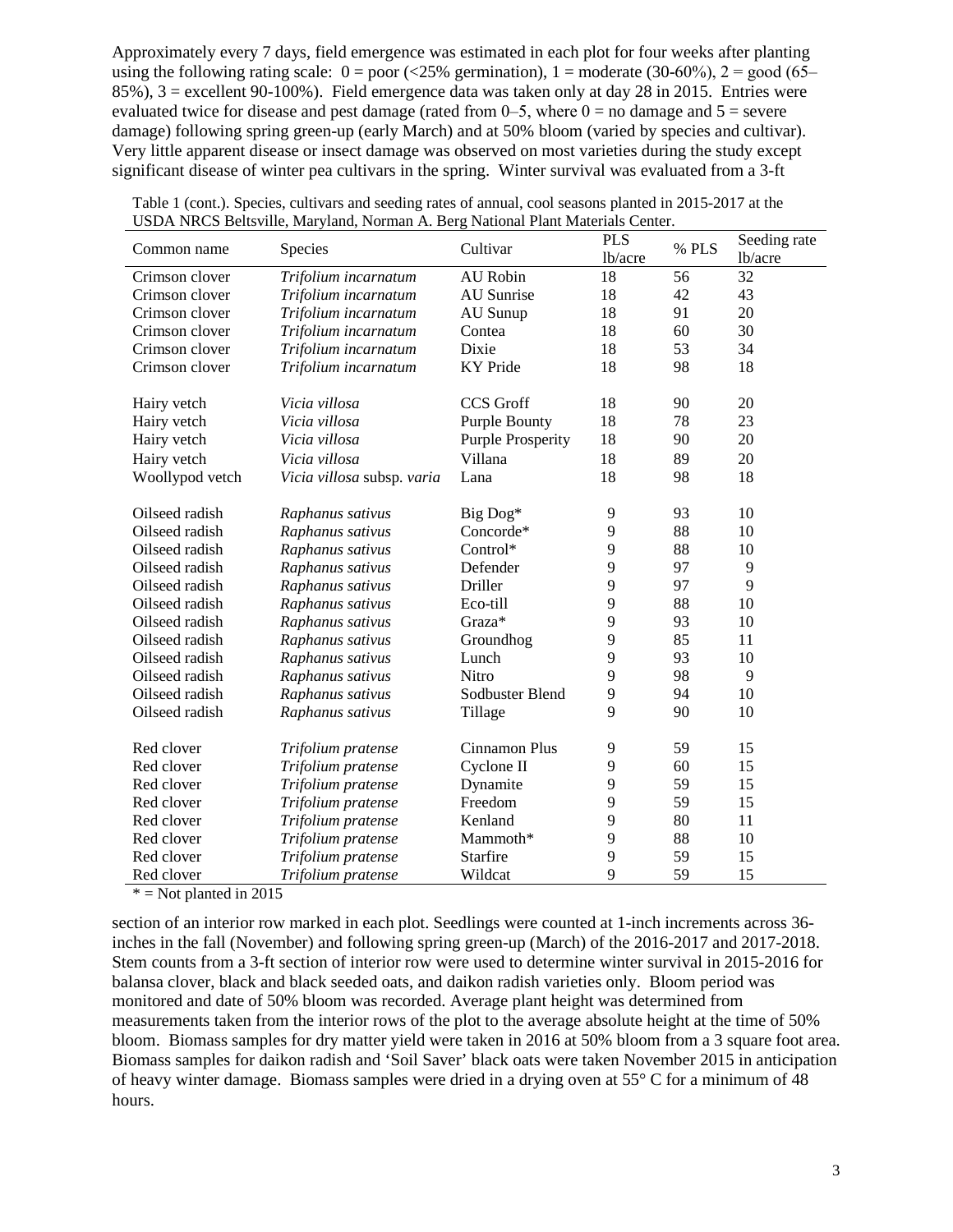Approximately every 7 days, field emergence was estimated in each plot for four weeks after planting using the following rating scale: 0 = poor (<25% germination), 1 = moderate (30-60%), 2 = good (65–85%), 3 = excellent 90-100%). Field emergence data was taken only at day 28 in 2015. Entries were evaluated twice for disease and pest damage (rated from 0–5, where 0 = no damage and 5 = severe damage) following spring green-up (early March) and at 50% bloom (varied by species and cultivar). Very little apparent disease or insect damage was observed on most varieties during the study except significant disease of winter pea cultivars in the spring. Winter survival was evaluated from a 3-ft section of an interior row marked in each plot. Seedlings were counted at 1-inch increments across 36-inches in the fall (November) and following spring green-up (March) of the 2016-2017 and 2017-2018. Stem counts from a 3-ft section of interior row were used to determine winter survival in 2015-2016 for balansa clover, black and black seeded oats, and daikon radish varieties only. Bloom period was monitored and date of 50% bloom was recorded. Average plant height was determined from measurements taken from the interior rows of the plot to the average absolute height at the time of 50% bloom. Biomass samples for dry matter yield were taken in 2016 at 50% bloom from a 3 square foot area. Biomass samples for daikon radish and 'Soil Saver' black oats were taken November 2015 in anticipation of heavy winter damage. Biomass samples were dried in a drying oven at 55° C for a minimum of 48 hours.

Table 1 (cont.). Species, cultivars and seeding rates of annual, cool seasons planted in 2015-2017 at the USDA NRCS Beltsville, Maryland, Norman A. Berg National Plant Materials Center.

| Common name | Species | Cultivar | PLS lb/acre | % PLS | Seeding rate lb/acre |
|---|---|---|---|---|---|
| Crimson clover | *Trifolium incarnatum* | AU Robin | 18 | 56 | 32 |
| Crimson clover | *Trifolium incarnatum* | AU Sunrise | 18 | 42 | 43 |
| Crimson clover | *Trifolium incarnatum* | AU Sunup | 18 | 91 | 20 |
| Crimson clover | *Trifolium incarnatum* | Contea | 18 | 60 | 30 |
| Crimson clover | *Trifolium incarnatum* | Dixie | 18 | 53 | 34 |
| Crimson clover | *Trifolium incarnatum* | KY Pride | 18 | 98 | 18 |
| Hairy vetch | *Vicia villosa* | CCS Groff | 18 | 90 | 20 |
| Hairy vetch | *Vicia villosa* | Purple Bounty | 18 | 78 | 23 |
| Hairy vetch | *Vicia villosa* | Purple Prosperity | 18 | 90 | 20 |
| Hairy vetch | *Vicia villosa* | Villana | 18 | 89 | 20 |
| Woollypod vetch | *Vicia villosa* subsp. *varia* | Lana | 18 | 98 | 18 |
| Oilseed radish | *Raphanus sativus* | Big Dog* | 9 | 93 | 10 |
| Oilseed radish | *Raphanus sativus* | Concorde* | 9 | 88 | 10 |
| Oilseed radish | *Raphanus sativus* | Control* | 9 | 88 | 10 |
| Oilseed radish | *Raphanus sativus* | Defender | 9 | 97 | 9 |
| Oilseed radish | *Raphanus sativus* | Driller | 9 | 97 | 9 |
| Oilseed radish | *Raphanus sativus* | Eco-till | 9 | 88 | 10 |
| Oilseed radish | *Raphanus sativus* | Graza* | 9 | 93 | 10 |
| Oilseed radish | *Raphanus sativus* | Groundhog | 9 | 85 | 11 |
| Oilseed radish | *Raphanus sativus* | Lunch | 9 | 93 | 10 |
| Oilseed radish | *Raphanus sativus* | Nitro | 9 | 98 | 9 |
| Oilseed radish | *Raphanus sativus* | Sodbuster Blend | 9 | 94 | 10 |
| Oilseed radish | *Raphanus sativus* | Tillage | 9 | 90 | 10 |
| Red clover | *Trifolium pratense* | Cinnamon Plus | 9 | 59 | 15 |
| Red clover | *Trifolium pratense* | Cyclone II | 9 | 60 | 15 |
| Red clover | *Trifolium pratense* | Dynamite | 9 | 59 | 15 |
| Red clover | *Trifolium pratense* | Freedom | 9 | 59 | 15 |
| Red clover | *Trifolium pratense* | Kenland | 9 | 80 | 11 |
| Red clover | *Trifolium pratense* | Mammoth* | 9 | 88 | 10 |
| Red clover | *Trifolium pratense* | Starfire | 9 | 59 | 15 |
| Red clover | *Trifolium pratense* | Wildcat | 9 | 59 | 15 |

* = Not planted in 2015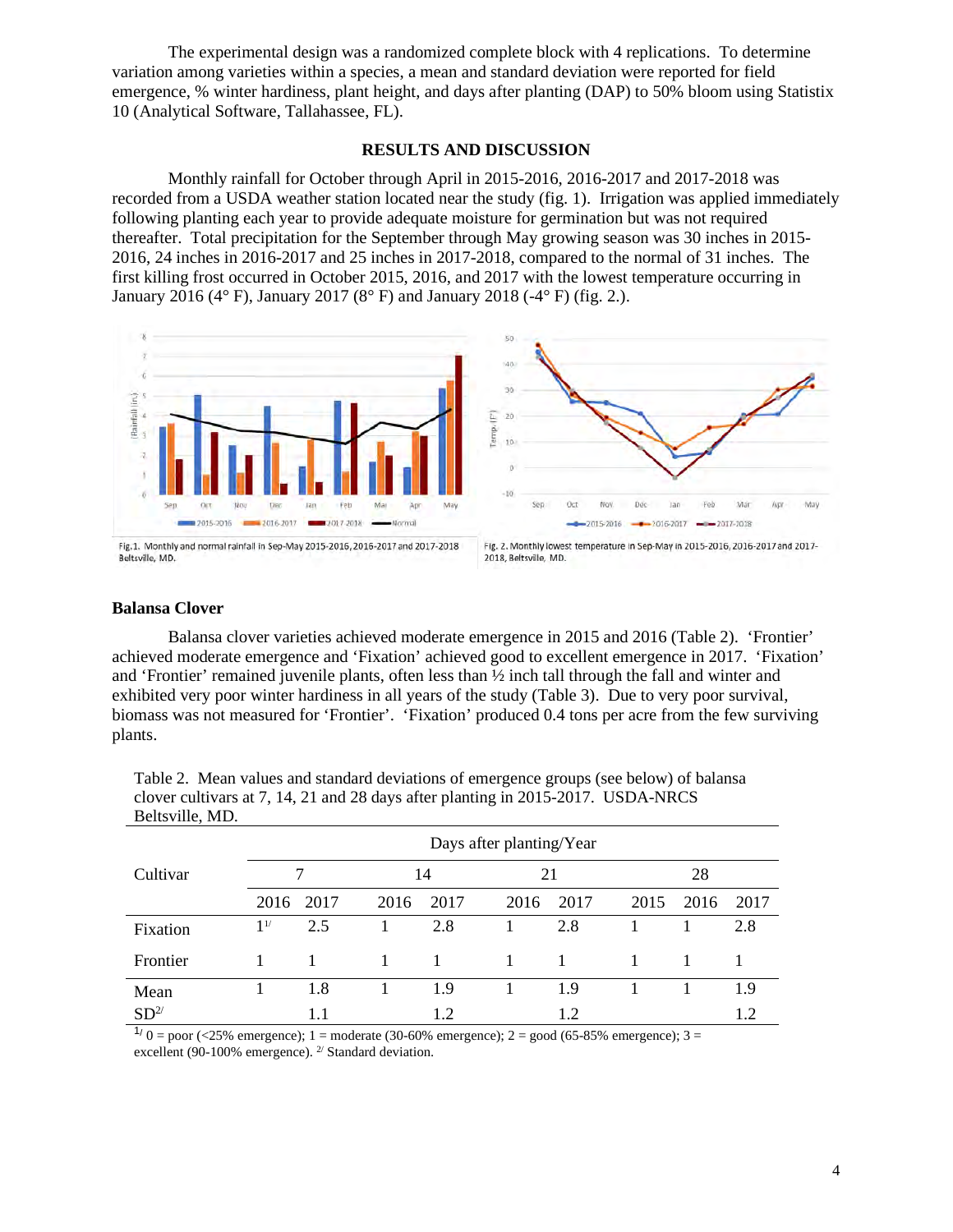The experimental design was a randomized complete block with 4 replications. To determine variation among varieties within a species, a mean and standard deviation were reported for field emergence, % winter hardiness, plant height, and days after planting (DAP) to 50% bloom using Statistix 10 (Analytical Software, Tallahassee, FL).

## RESULTS AND DISCUSSION

Monthly rainfall for October through April in 2015-2016, 2016-2017 and 2017-2018 was recorded from a USDA weather station located near the study (fig. 1). Irrigation was applied immediately following planting each year to provide adequate moisture for germination but was not required thereafter. Total precipitation for the September through May growing season was 30 inches in 2015-2016, 24 inches in 2016-2017 and 25 inches in 2017-2018, compared to the normal of 31 inches. The first killing frost occurred in October 2015, 2016, and 2017 with the lowest temperature occurring in January 2016 (4° F), January 2017 (8° F) and January 2018 (-4° F) (fig. 2.).

Fig. 1. Monthly and normal rainfall in Sep-May 2015-2016, 2016-2017 and 2017-2018 Beltsville, MD.

Fig. 2. Monthly lowest temperature in Sep-May in 2015-2016, 2016-2017 and 2017-2018, Beltsville, MD.

### Balansa Clover

Balansa clover varieties achieved moderate emergence in 2015 and 2016 (Table 2). 'Frontier' achieved moderate emergence and 'Fixation' achieved good to excellent emergence in 2017. 'Fixation' and 'Frontier' remained juvenile plants, often less than ½ inch tall through the fall and winter and exhibited very poor winter hardiness in all years of the study (Table 3). Due to very poor survival, biomass was not measured for 'Frontier'. 'Fixation' produced 0.4 tons per acre from the few surviving plants.

Table 2. Mean values and standard deviations of emergence groups (see below) of balansa clover cultivars at 7, 14, 21 and 28 days after planting in 2015-2017. USDA-NRCS Beltsville, MD.

| Cultivar | Days after planting/Year | | | | | | | | |
|---|---|---|---|---|---|---|---|---|---|
| | 7 | | 14 | | 21 | | 28 | | |
| | 2016 | 2017 | 2016 | 2017 | 2016 | 2017 | 2015 | 2016 | 2017 |
| Fixation | 1[1/] | 2.5 | 1 | 2.8 | 1 | 2.8 | 1 | 1 | 2.8 |
| Frontier | 1 | 1 | 1 | 1 | 1 | 1 | 1 | 1 | 1 |
| Mean | 1 | 1.8 | 1 | 1.9 | 1 | 1.9 | 1 | 1 | 1.9 |
| SD[2/] | | 1.1 | | 1.2 | | 1.2 | | | 1.2 |

[1/] 0 = poor (<25% emergence); 1 = moderate (30-60% emergence); 2 = good (65-85% emergence); 3 = excellent (90-100% emergence). [2/] Standard deviation.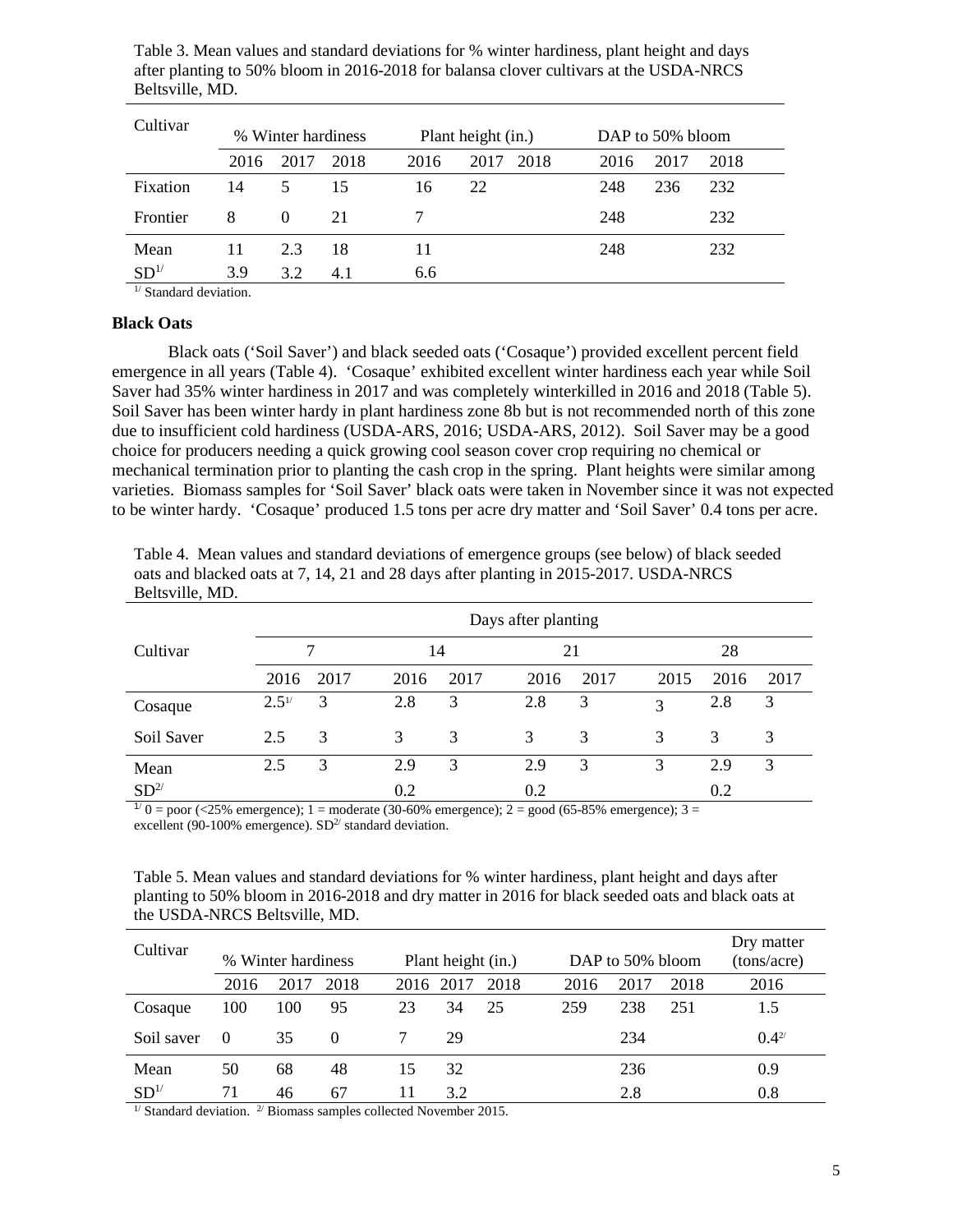Table 3. Mean values and standard deviations for % winter hardiness, plant height and days after planting to 50% bloom in 2016-2018 for balansa clover cultivars at the USDA-NRCS Beltsville, MD.

| Cultivar | % Winter hardiness | | | Plant height (in.) | | | DAP to 50% bloom | | |
|---|---|---|---|---|---|---|---|---|---|
| | 2016 | 2017 | 2018 | 2016 | 2017 | 2018 | 2016 | 2017 | 2018 |
| Fixation | 14 | 5 | 15 | 16 | 22 | | 248 | 236 | 232 |
| Frontier | 8 | 0 | 21 | 7 | | | 248 | | 232 |
| Mean | 11 | 2.3 | 18 | 11 | | | 248 | | 232 |
| SD[1/] | 3.9 | 3.2 | 4.1 | 6.6 | | | | | |

[1/] Standard deviation.

**Black Oats**

Black oats ('Soil Saver') and black seeded oats ('Cosaque') provided excellent percent field emergence in all years (Table 4). 'Cosaque' exhibited excellent winter hardiness each year while Soil Saver had 35% winter hardiness in 2017 and was completely winterkilled in 2016 and 2018 (Table 5). Soil Saver has been winter hardy in plant hardiness zone 8b but is not recommended north of this zone due to insufficient cold hardiness (USDA-ARS, 2016; USDA-ARS, 2012). Soil Saver may be a good choice for producers needing a quick growing cool season cover crop requiring no chemical or mechanical termination prior to planting the cash crop in the spring. Plant heights were similar among varieties. Biomass samples for 'Soil Saver' black oats were taken in November since it was not expected to be winter hardy. 'Cosaque' produced 1.5 tons per acre dry matter and 'Soil Saver' 0.4 tons per acre.

Table 4. Mean values and standard deviations of emergence groups (see below) of black seeded oats and blacked oats at 7, 14, 21 and 28 days after planting in 2015-2017. USDA-NRCS Beltsville, MD.

| Cultivar | Days after planting | | | | | | | | |
|---|---|---|---|---|---|---|---|---|---|
| | 7 | | 14 | | 21 | | 28 | | |
| | 2016 | 2017 | 2016 | 2017 | 2016 | 2017 | 2015 | 2016 | 2017 |
| Cosaque | 2.5[1/] | 3 | 2.8 | 3 | 2.8 | 3 | 3 | 2.8 | 3 |
| Soil Saver | 2.5 | 3 | 3 | 3 | 3 | 3 | 3 | 3 | 3 |
| Mean | 2.5 | 3 | 2.9 | 3 | 2.9 | 3 | 3 | 2.9 | 3 |
| SD[2/] | | | 0.2 | | 0.2 | | | 0.2 | |

[1/] 0 = poor (<25% emergence); 1 = moderate (30-60% emergence); 2 = good (65-85% emergence); 3 = excellent (90-100% emergence). SD[2/] standard deviation.

Table 5. Mean values and standard deviations for % winter hardiness, plant height and days after planting to 50% bloom in 2016-2018 and dry matter in 2016 for black seeded oats and black oats at the USDA-NRCS Beltsville, MD.

| Cultivar | % Winter hardiness | | | Plant height (in.) | | | DAP to 50% bloom | | | Dry matter (tons/acre) |
|---|---|---|---|---|---|---|---|---|---|---|
| | 2016 | 2017 | 2018 | 2016 | 2017 | 2018 | 2016 | 2017 | 2018 | 2016 |
| Cosaque | 100 | 100 | 95 | 23 | 34 | 25 | 259 | 238 | 251 | 1.5 |
| Soil saver | 0 | 35 | 0 | 7 | 29 | | | 234 | | 0.4[2/] |
| Mean | 50 | 68 | 48 | 15 | 32 | | | 236 | | 0.9 |
| SD[1/] | 71 | 46 | 67 | 11 | 3.2 | | | 2.8 | | 0.8 |

[1/] Standard deviation. [2/] Biomass samples collected November 2015.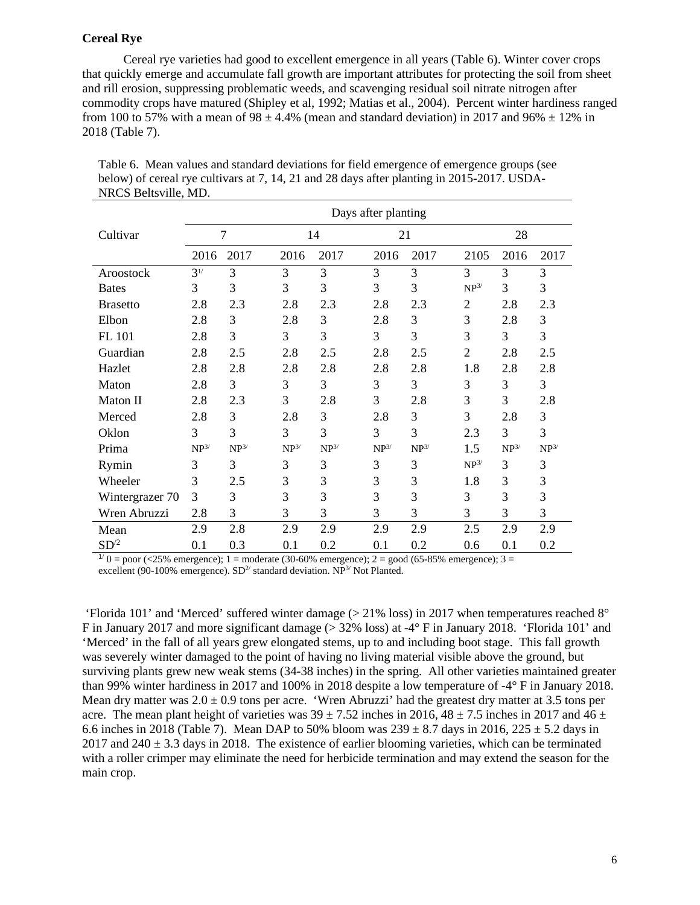**Cereal Rye**

Cereal rye varieties had good to excellent emergence in all years (Table 6). Winter cover crops that quickly emerge and accumulate fall growth are important attributes for protecting the soil from sheet and rill erosion, suppressing problematic weeds, and scavenging residual soil nitrate nitrogen after commodity crops have matured (Shipley et al, 1992; Matias et al., 2004). Percent winter hardiness ranged from 100 to 57% with a mean of 98 ± 4.4% (mean and standard deviation) in 2017 and 96% ± 12% in 2018 (Table 7).

Table 6. Mean values and standard deviations for field emergence of emergence groups (see below) of cereal rye cultivars at 7, 14, 21 and 28 days after planting in 2015-2017. USDA-NRCS Beltsville, MD.

| | Days after planting | | | | | | | | |
|---|---|---|---|---|---|---|---|---|---|
| Cultivar | 7 | | 14 | | 21 | | 28 | | |
| | 2016 | 2017 | 2016 | 2017 | 2016 | 2017 | 2105 | 2016 | 2017 |
| Aroostock | 3[1/] | 3 | 3 | 3 | 3 | 3 | 3 | 3 | 3 |
| Bates | 3 | 3 | 3 | 3 | 3 | 3 | NP[3/] | 3 | 3 |
| Brasetto | 2.8 | 2.3 | 2.8 | 2.3 | 2.8 | 2.3 | 2 | 2.8 | 2.3 |
| Elbon | 2.8 | 3 | 2.8 | 3 | 2.8 | 3 | 3 | 2.8 | 3 |
| FL 101 | 2.8 | 3 | 3 | 3 | 3 | 3 | 3 | 3 | 3 |
| Guardian | 2.8 | 2.5 | 2.8 | 2.5 | 2.8 | 2.5 | 2 | 2.8 | 2.5 |
| Hazlet | 2.8 | 2.8 | 2.8 | 2.8 | 2.8 | 2.8 | 1.8 | 2.8 | 2.8 |
| Maton | 2.8 | 3 | 3 | 3 | 3 | 3 | 3 | 3 | 3 |
| Maton II | 2.8 | 2.3 | 3 | 2.8 | 3 | 2.8 | 3 | 3 | 2.8 |
| Merced | 2.8 | 3 | 2.8 | 3 | 2.8 | 3 | 3 | 2.8 | 3 |
| Oklon | 3 | 3 | 3 | 3 | 3 | 3 | 2.3 | 3 | 3 |
| Prima | NP[3/] | NP[3/] | NP[3/] | NP[3/] | NP[3/] | NP[3/] | 1.5 | NP[3/] | NP[3/] |
| Rymin | 3 | 3 | 3 | 3 | 3 | 3 | NP[3/] | 3 | 3 |
| Wheeler | 3 | 2.5 | 3 | 3 | 3 | 3 | 1.8 | 3 | 3 |
| Wintergrazer 70 | 3 | 3 | 3 | 3 | 3 | 3 | 3 | 3 | 3 |
| Wren Abruzzi | 2.8 | 3 | 3 | 3 | 3 | 3 | 3 | 3 | 3 |
| Mean | 2.9 | 2.8 | 2.9 | 2.9 | 2.9 | 2.9 | 2.5 | 2.9 | 2.9 |
| SD[/2] | 0.1 | 0.3 | 0.1 | 0.2 | 0.1 | 0.2 | 0.6 | 0.1 | 0.2 |

[1/] 0 = poor (<25% emergence); 1 = moderate (30-60% emergence); 2 = good (65-85% emergence); 3 = excellent (90-100% emergence). SD[2/] standard deviation. NP[3/] Not Planted.

'Florida 101' and 'Merced' suffered winter damage (> 21% loss) in 2017 when temperatures reached 8° F in January 2017 and more significant damage (> 32% loss) at -4° F in January 2018. 'Florida 101' and 'Merced' in the fall of all years grew elongated stems, up to and including boot stage. This fall growth was severely winter damaged to the point of having no living material visible above the ground, but surviving plants grew new weak stems (34-38 inches) in the spring. All other varieties maintained greater than 99% winter hardiness in 2017 and 100% in 2018 despite a low temperature of -4° F in January 2018. Mean dry matter was 2.0 ± 0.9 tons per acre. 'Wren Abruzzi' had the greatest dry matter at 3.5 tons per acre. The mean plant height of varieties was 39 ± 7.52 inches in 2016, 48 ± 7.5 inches in 2017 and 46 ± 6.6 inches in 2018 (Table 7). Mean DAP to 50% bloom was 239 ± 8.7 days in 2016, 225 ± 5.2 days in 2017 and 240 ± 3.3 days in 2018. The existence of earlier blooming varieties, which can be terminated with a roller crimper may eliminate the need for herbicide termination and may extend the season for the main crop.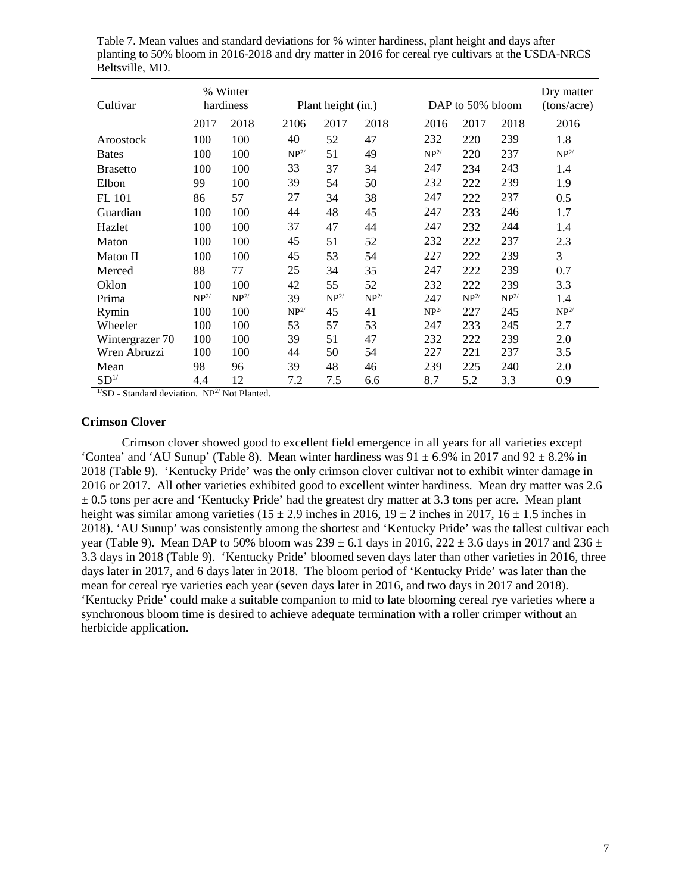Table 7. Mean values and standard deviations for % winter hardiness, plant height and days after planting to 50% bloom in 2016-2018 and dry matter in 2016 for cereal rye cultivars at the USDA-NRCS Beltsville, MD.

| Cultivar | % Winter hardiness | | Plant height (in.) | | | DAP to 50% bloom | | | Dry matter (tons/acre) |
|---|---|---|---|---|---|---|---|---|---|
| | 2017 | 2018 | 2106 | 2017 | 2018 | 2016 | 2017 | 2018 | 2016 |
| Aroostock | 100 | 100 | 40 | 52 | 47 | 232 | 220 | 239 | 1.8 |
| Bates | 100 | 100 | NP[2/] | 51 | 49 | NP[2/] | 220 | 237 | NP[2/] |
| Brasetto | 100 | 100 | 33 | 37 | 34 | 247 | 234 | 243 | 1.4 |
| Elbon | 99 | 100 | 39 | 54 | 50 | 232 | 222 | 239 | 1.9 |
| FL 101 | 86 | 57 | 27 | 34 | 38 | 247 | 222 | 237 | 0.5 |
| Guardian | 100 | 100 | 44 | 48 | 45 | 247 | 233 | 246 | 1.7 |
| Hazlet | 100 | 100 | 37 | 47 | 44 | 247 | 232 | 244 | 1.4 |
| Maton | 100 | 100 | 45 | 51 | 52 | 232 | 222 | 237 | 2.3 |
| Maton II | 100 | 100 | 45 | 53 | 54 | 227 | 222 | 239 | 3 |
| Merced | 88 | 77 | 25 | 34 | 35 | 247 | 222 | 239 | 0.7 |
| Oklon | 100 | 100 | 42 | 55 | 52 | 232 | 222 | 239 | 3.3 |
| Prima | NP[2/] | NP[2/] | 39 | NP[2/] | NP[2/] | 247 | NP[2/] | NP[2/] | 1.4 |
| Rymin | 100 | 100 | NP[2/] | 45 | 41 | NP[2/] | 227 | 245 | NP[2/] |
| Wheeler | 100 | 100 | 53 | 57 | 53 | 247 | 233 | 245 | 2.7 |
| Wintergrazer 70 | 100 | 100 | 39 | 51 | 47 | 232 | 222 | 239 | 2.0 |
| Wren Abruzzi | 100 | 100 | 44 | 50 | 54 | 227 | 221 | 237 | 3.5 |
| Mean | 98 | 96 | 39 | 48 | 46 | 239 | 225 | 240 | 2.0 |
| SD[1/] | 4.4 | 12 | 7.2 | 7.5 | 6.6 | 8.7 | 5.2 | 3.3 | 0.9 |

[1/]SD - Standard deviation. NP[2/] Not Planted.

### Crimson Clover

Crimson clover showed good to excellent field emergence in all years for all varieties except 'Contea' and 'AU Sunup' (Table 8). Mean winter hardiness was 91 ± 6.9% in 2017 and 92 ± 8.2% in 2018 (Table 9). 'Kentucky Pride' was the only crimson clover cultivar not to exhibit winter damage in 2016 or 2017. All other varieties exhibited good to excellent winter hardiness. Mean dry matter was 2.6 ± 0.5 tons per acre and 'Kentucky Pride' had the greatest dry matter at 3.3 tons per acre. Mean plant height was similar among varieties (15 ± 2.9 inches in 2016, 19 ± 2 inches in 2017, 16 ± 1.5 inches in 2018). 'AU Sunup' was consistently among the shortest and 'Kentucky Pride' was the tallest cultivar each year (Table 9). Mean DAP to 50% bloom was 239 ± 6.1 days in 2016, 222 ± 3.6 days in 2017 and 236 ± 3.3 days in 2018 (Table 9). 'Kentucky Pride' bloomed seven days later than other varieties in 2016, three days later in 2017, and 6 days later in 2018. The bloom period of 'Kentucky Pride' was later than the mean for cereal rye varieties each year (seven days later in 2016, and two days in 2017 and 2018). 'Kentucky Pride' could make a suitable companion to mid to late blooming cereal rye varieties where a synchronous bloom time is desired to achieve adequate termination with a roller crimper without an herbicide application.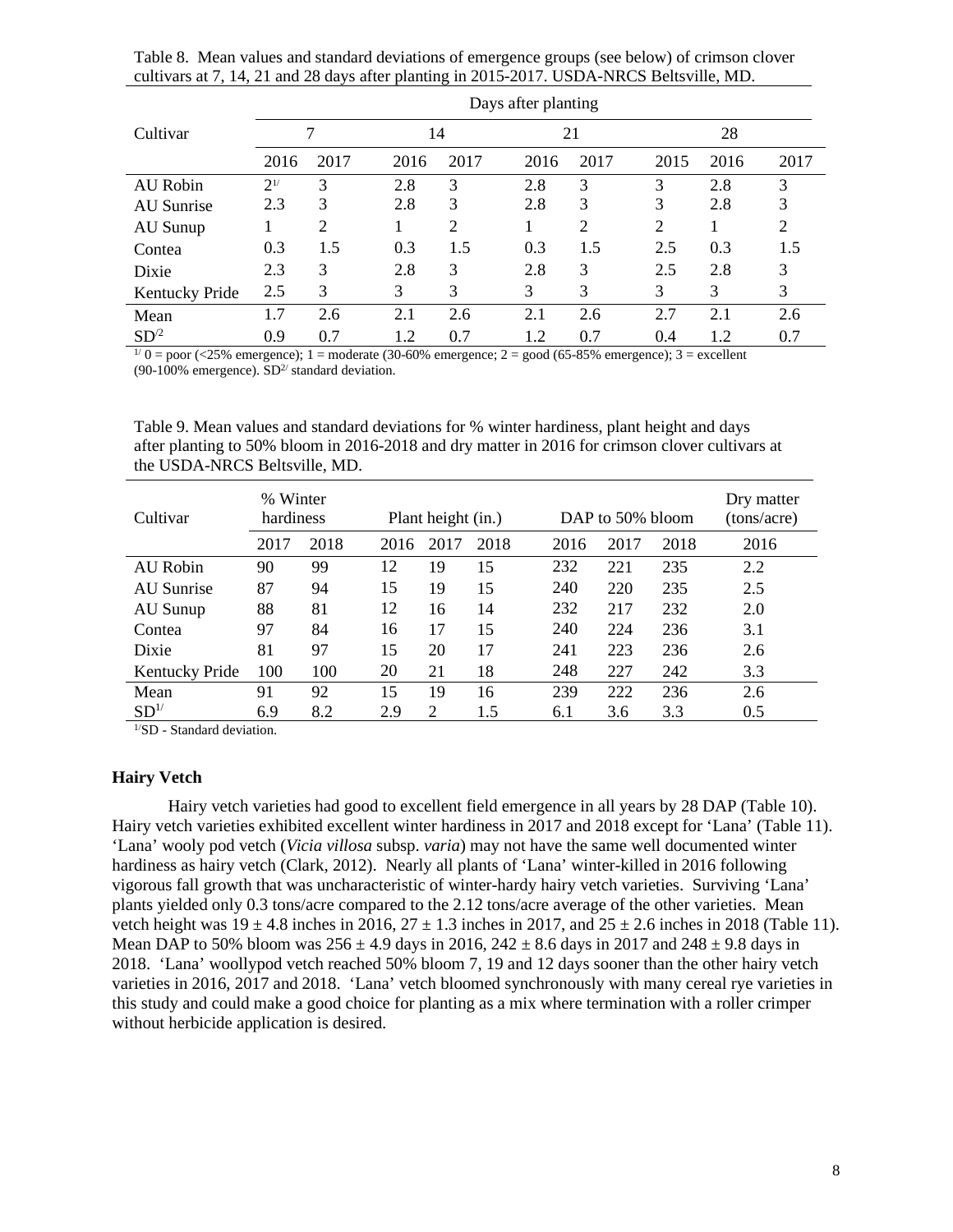Table 8. Mean values and standard deviations of emergence groups (see below) of crimson clover cultivars at 7, 14, 21 and 28 days after planting in 2015-2017. USDA-NRCS Beltsville, MD.

| Cultivar | Days after planting | | | | | | | | |
|---|---|---|---|---|---|---|---|---|---|
| | 7 | | 14 | | 21 | | 28 | | |
| | 2016 | 2017 | 2016 | 2017 | 2016 | 2017 | 2015 | 2016 | 2017 |
| AU Robin | 2[1/] | 3 | 2.8 | 3 | 2.8 | 3 | 3 | 2.8 | 3 |
| AU Sunrise | 2.3 | 3 | 2.8 | 3 | 2.8 | 3 | 3 | 2.8 | 3 |
| AU Sunup | 1 | 2 | 1 | 2 | 1 | 2 | 2 | 1 | 2 |
| Contea | 0.3 | 1.5 | 0.3 | 1.5 | 0.3 | 1.5 | 2.5 | 0.3 | 1.5 |
| Dixie | 2.3 | 3 | 2.8 | 3 | 2.8 | 3 | 2.5 | 2.8 | 3 |
| Kentucky Pride | 2.5 | 3 | 3 | 3 | 3 | 3 | 3 | 3 | 3 |
| Mean | 1.7 | 2.6 | 2.1 | 2.6 | 2.1 | 2.6 | 2.7 | 2.1 | 2.6 |
| SD[/2] | 0.9 | 0.7 | 1.2 | 0.7 | 1.2 | 0.7 | 0.4 | 1.2 | 0.7 |

[1/] 0 = poor (<25% emergence); 1 = moderate (30-60% emergence; 2 = good (65-85% emergence); 3 = excellent (90-100% emergence). SD[2/] standard deviation.

Table 9. Mean values and standard deviations for % winter hardiness, plant height and days after planting to 50% bloom in 2016-2018 and dry matter in 2016 for crimson clover cultivars at the USDA-NRCS Beltsville, MD.

| Cultivar | % Winter hardiness | | Plant height (in.) | | | DAP to 50% bloom | | | Dry matter (tons/acre) |
|---|---|---|---|---|---|---|---|---|---|
| | 2017 | 2018 | 2016 | 2017 | 2018 | 2016 | 2017 | 2018 | 2016 |
| AU Robin | 90 | 99 | 12 | 19 | 15 | 232 | 221 | 235 | 2.2 |
| AU Sunrise | 87 | 94 | 15 | 19 | 15 | 240 | 220 | 235 | 2.5 |
| AU Sunup | 88 | 81 | 12 | 16 | 14 | 232 | 217 | 232 | 2.0 |
| Contea | 97 | 84 | 16 | 17 | 15 | 240 | 224 | 236 | 3.1 |
| Dixie | 81 | 97 | 15 | 20 | 17 | 241 | 223 | 236 | 2.6 |
| Kentucky Pride | 100 | 100 | 20 | 21 | 18 | 248 | 227 | 242 | 3.3 |
| Mean | 91 | 92 | 15 | 19 | 16 | 239 | 222 | 236 | 2.6 |
| SD[1/] | 6.9 | 8.2 | 2.9 | 2 | 1.5 | 6.1 | 3.6 | 3.3 | 0.5 |

[1/]SD - Standard deviation.

### Hairy Vetch

Hairy vetch varieties had good to excellent field emergence in all years by 28 DAP (Table 10). Hairy vetch varieties exhibited excellent winter hardiness in 2017 and 2018 except for 'Lana' (Table 11). 'Lana' wooly pod vetch (*Vicia villosa* subsp. *varia*) may not have the same well documented winter hardiness as hairy vetch (Clark, 2012). Nearly all plants of 'Lana' winter-killed in 2016 following vigorous fall growth that was uncharacteristic of winter-hardy hairy vetch varieties. Surviving 'Lana' plants yielded only 0.3 tons/acre compared to the 2.12 tons/acre average of the other varieties. Mean vetch height was $19 \pm 4.8$ inches in 2016, $27 \pm 1.3$ inches in 2017, and $25 \pm 2.6$ inches in 2018 (Table 11). Mean DAP to 50% bloom was $256 \pm 4.9$ days in 2016, $242 \pm 8.6$ days in 2017 and $248 \pm 9.8$ days in 2018. 'Lana' woollypod vetch reached 50% bloom 7, 19 and 12 days sooner than the other hairy vetch varieties in 2016, 2017 and 2018. 'Lana' vetch bloomed synchronously with many cereal rye varieties in this study and could make a good choice for planting as a mix where termination with a roller crimper without herbicide application is desired.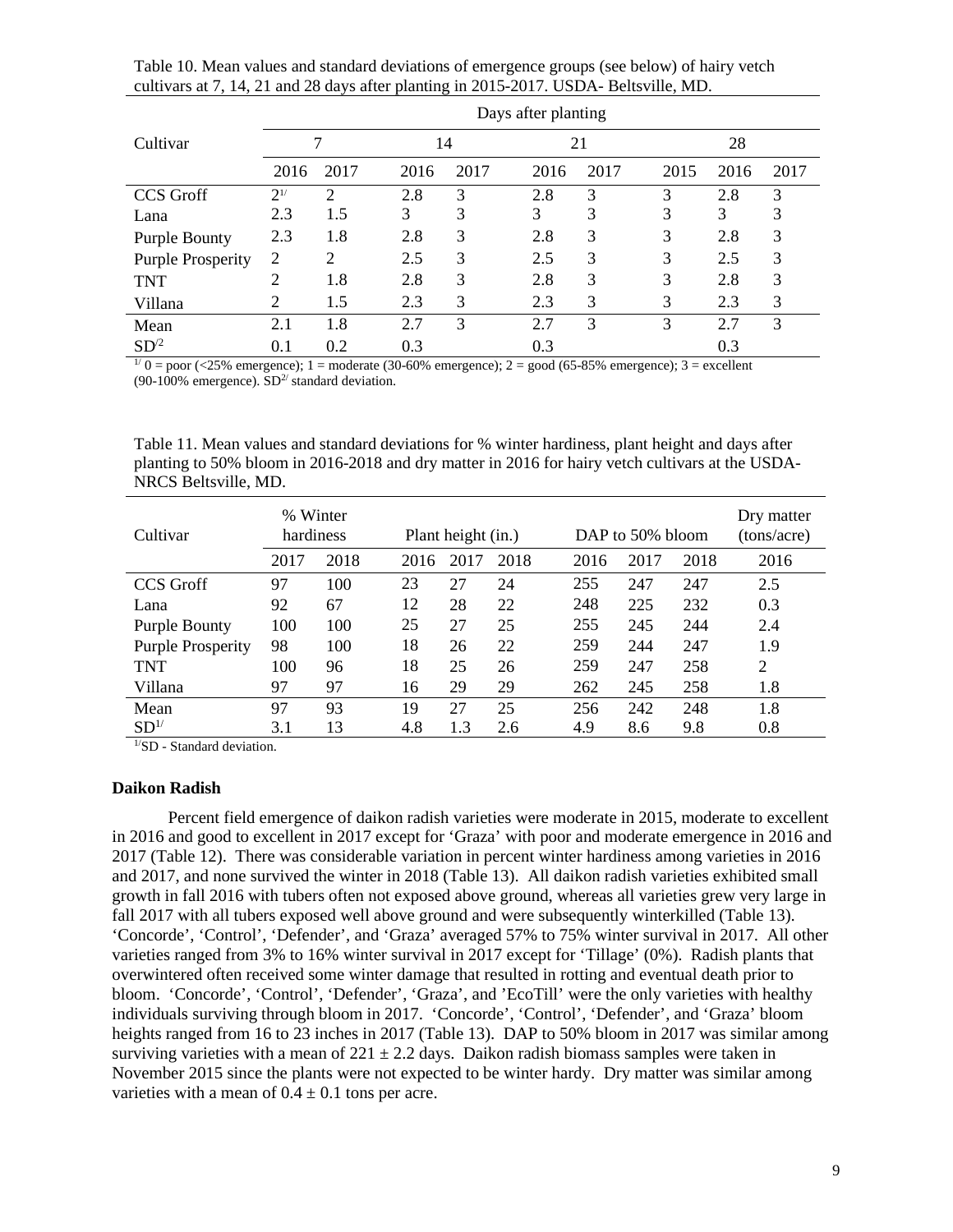Table 10. Mean values and standard deviations of emergence groups (see below) of hairy vetch cultivars at 7, 14, 21 and 28 days after planting in 2015-2017. USDA- Beltsville, MD.

| Cultivar | Days after planting | | | | | | | | |
|---|---|---|---|---|---|---|---|---|---|
| | 7 | | 14 | | 21 | | 28 | | |
| | 2016 | 2017 | 2016 | 2017 | 2016 | 2017 | 2015 | 2016 | 2017 |
| CCS Groff | 2[1/] | 2 | 2.8 | 3 | 2.8 | 3 | 3 | 2.8 | 3 |
| Lana | 2.3 | 1.5 | 3 | 3 | 3 | 3 | 3 | 3 | 3 |
| Purple Bounty | 2.3 | 1.8 | 2.8 | 3 | 2.8 | 3 | 3 | 2.8 | 3 |
| Purple Prosperity | 2 | 2 | 2.5 | 3 | 2.5 | 3 | 3 | 2.5 | 3 |
| TNT | 2 | 1.8 | 2.8 | 3 | 2.8 | 3 | 3 | 2.8 | 3 |
| Villana | 2 | 1.5 | 2.3 | 3 | 2.3 | 3 | 3 | 2.3 | 3 |
| Mean | 2.1 | 1.8 | 2.7 | 3 | 2.7 | 3 | 3 | 2.7 | 3 |
| SD[/2] | 0.1 | 0.2 | 0.3 | | 0.3 | | | 0.3 | |

[1/] 0 = poor (<25% emergence); 1 = moderate (30-60% emergence); 2 = good (65-85% emergence); 3 = excellent (90-100% emergence). SD[2/] standard deviation.

Table 11. Mean values and standard deviations for % winter hardiness, plant height and days after planting to 50% bloom in 2016-2018 and dry matter in 2016 for hairy vetch cultivars at the USDA-NRCS Beltsville, MD.

| Cultivar | % Winter hardiness | | Plant height (in.) | | | DAP to 50% bloom | | | Dry matter (tons/acre) |
|---|---|---|---|---|---|---|---|---|---|
| | 2017 | 2018 | 2016 | 2017 | 2018 | 2016 | 2017 | 2018 | 2016 |
| CCS Groff | 97 | 100 | 23 | 27 | 24 | 255 | 247 | 247 | 2.5 |
| Lana | 92 | 67 | 12 | 28 | 22 | 248 | 225 | 232 | 0.3 |
| Purple Bounty | 100 | 100 | 25 | 27 | 25 | 255 | 245 | 244 | 2.4 |
| Purple Prosperity | 98 | 100 | 18 | 26 | 22 | 259 | 244 | 247 | 1.9 |
| TNT | 100 | 96 | 18 | 25 | 26 | 259 | 247 | 258 | 2 |
| Villana | 97 | 97 | 16 | 29 | 29 | 262 | 245 | 258 | 1.8 |
| Mean | 97 | 93 | 19 | 27 | 25 | 256 | 242 | 248 | 1.8 |
| SD[1/] | 3.1 | 13 | 4.8 | 1.3 | 2.6 | 4.9 | 8.6 | 9.8 | 0.8 |

[1/]SD - Standard deviation.

**Daikon Radish**

Percent field emergence of daikon radish varieties were moderate in 2015, moderate to excellent in 2016 and good to excellent in 2017 except for 'Graza' with poor and moderate emergence in 2016 and 2017 (Table 12). There was considerable variation in percent winter hardiness among varieties in 2016 and 2017, and none survived the winter in 2018 (Table 13). All daikon radish varieties exhibited small growth in fall 2016 with tubers often not exposed above ground, whereas all varieties grew very large in fall 2017 with all tubers exposed well above ground and were subsequently winterkilled (Table 13). 'Concorde', 'Control', 'Defender', and 'Graza' averaged 57% to 75% winter survival in 2017. All other varieties ranged from 3% to 16% winter survival in 2017 except for 'Tillage' (0%). Radish plants that overwintered often received some winter damage that resulted in rotting and eventual death prior to bloom. 'Concorde', 'Control', 'Defender', 'Graza', and 'EcoTill' were the only varieties with healthy individuals surviving through bloom in 2017. 'Concorde', 'Control', 'Defender', and 'Graza' bloom heights ranged from 16 to 23 inches in 2017 (Table 13). DAP to 50% bloom in 2017 was similar among surviving varieties with a mean of $221 \pm 2.2$ days. Daikon radish biomass samples were taken in November 2015 since the plants were not expected to be winter hardy. Dry matter was similar among varieties with a mean of $0.4 \pm 0.1$ tons per acre.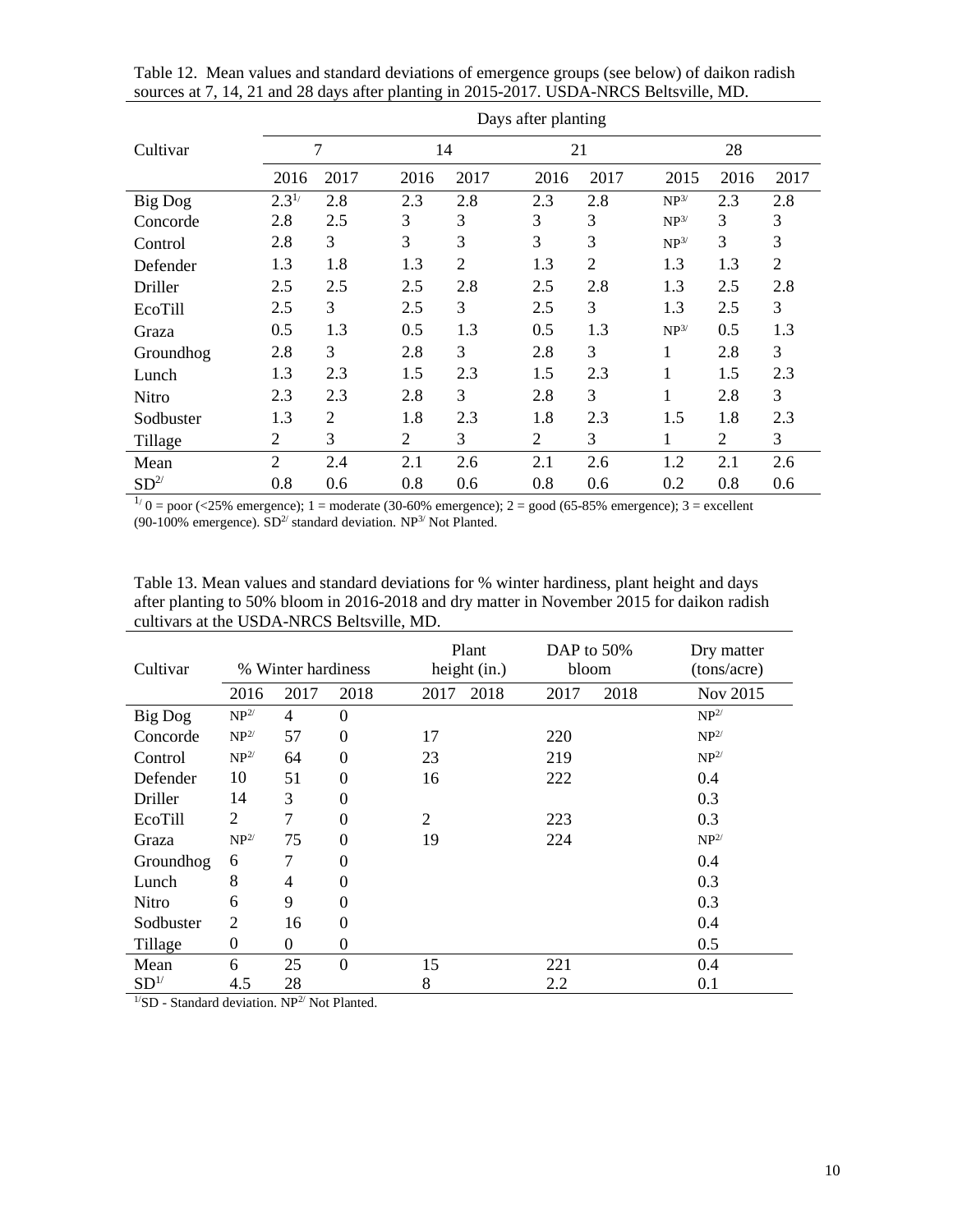Table 12. Mean values and standard deviations of emergence groups (see below) of daikon radish sources at 7, 14, 21 and 28 days after planting in 2015-2017. USDA-NRCS Beltsville, MD.

| Cultivar | Days after planting | | | | | | | | |
|---|---|---|---|---|---|---|---|---|---|
| | 7 | | 14 | | 21 | | 28 | | |
| | 2016 | 2017 | 2016 | 2017 | 2016 | 2017 | 2015 | 2016 | 2017 |
| Big Dog | 2.3[1/] | 2.8 | 2.3 | 2.8 | 2.3 | 2.8 | NP[3/] | 2.3 | 2.8 |
| Concorde | 2.8 | 2.5 | 3 | 3 | 3 | 3 | NP[3/] | 3 | 3 |
| Control | 2.8 | 3 | 3 | 3 | 3 | 3 | NP[3/] | 3 | 3 |
| Defender | 1.3 | 1.8 | 1.3 | 2 | 1.3 | 2 | 1.3 | 1.3 | 2 |
| Driller | 2.5 | 2.5 | 2.5 | 2.8 | 2.5 | 2.8 | 1.3 | 2.5 | 2.8 |
| EcoTill | 2.5 | 3 | 2.5 | 3 | 2.5 | 3 | 1.3 | 2.5 | 3 |
| Graza | 0.5 | 1.3 | 0.5 | 1.3 | 0.5 | 1.3 | NP[3/] | 0.5 | 1.3 |
| Groundhog | 2.8 | 3 | 2.8 | 3 | 2.8 | 3 | 1 | 2.8 | 3 |
| Lunch | 1.3 | 2.3 | 1.5 | 2.3 | 1.5 | 2.3 | 1 | 1.5 | 2.3 |
| Nitro | 2.3 | 2.3 | 2.8 | 3 | 2.8 | 3 | 1 | 2.8 | 3 |
| Sodbuster | 1.3 | 2 | 1.8 | 2.3 | 1.8 | 2.3 | 1.5 | 1.8 | 2.3 |
| Tillage | 2 | 3 | 2 | 3 | 2 | 3 | 1 | 2 | 3 |
| Mean | 2 | 2.4 | 2.1 | 2.6 | 2.1 | 2.6 | 1.2 | 2.1 | 2.6 |
| SD[2/] | 0.8 | 0.6 | 0.8 | 0.6 | 0.8 | 0.6 | 0.2 | 0.8 | 0.6 |

[1/] 0 = poor (<25% emergence); 1 = moderate (30-60% emergence); 2 = good (65-85% emergence); 3 = excellent (90-100% emergence). SD[2/] standard deviation. NP[3/] Not Planted.

Table 13. Mean values and standard deviations for % winter hardiness, plant height and days after planting to 50% bloom in 2016-2018 and dry matter in November 2015 for daikon radish cultivars at the USDA-NRCS Beltsville, MD.

| Cultivar | % Winter hardiness | | | Plant height (in.) | | DAP to 50% bloom | | Dry matter (tons/acre) |
|---|---|---|---|---|---|---|---|---|
| | 2016 | 2017 | 2018 | 2017 | 2018 | 2017 | 2018 | Nov 2015 |
| Big Dog | NP[2/] | 4 | 0 | | | | | NP[2/] |
| Concorde | NP[2/] | 57 | 0 | 17 | | 220 | | NP[2/] |
| Control | NP[2/] | 64 | 0 | 23 | | 219 | | NP[2/] |
| Defender | 10 | 51 | 0 | 16 | | 222 | | 0.4 |
| Driller | 14 | 3 | 0 | | | | | 0.3 |
| EcoTill | 2 | 7 | 0 | 2 | | 223 | | 0.3 |
| Graza | NP[2/] | 75 | 0 | 19 | | 224 | | NP[2/] |
| Groundhog | 6 | 7 | 0 | | | | | 0.4 |
| Lunch | 8 | 4 | 0 | | | | | 0.3 |
| Nitro | 6 | 9 | 0 | | | | | 0.3 |
| Sodbuster | 2 | 16 | 0 | | | | | 0.4 |
| Tillage | 0 | 0 | 0 | | | | | 0.5 |
| Mean | 6 | 25 | 0 | 15 | | 221 | | 0.4 |
| SD[1/] | 4.5 | 28 | | 8 | | 2.2 | | 0.1 |

[1/]SD - Standard deviation. NP[2/] Not Planted.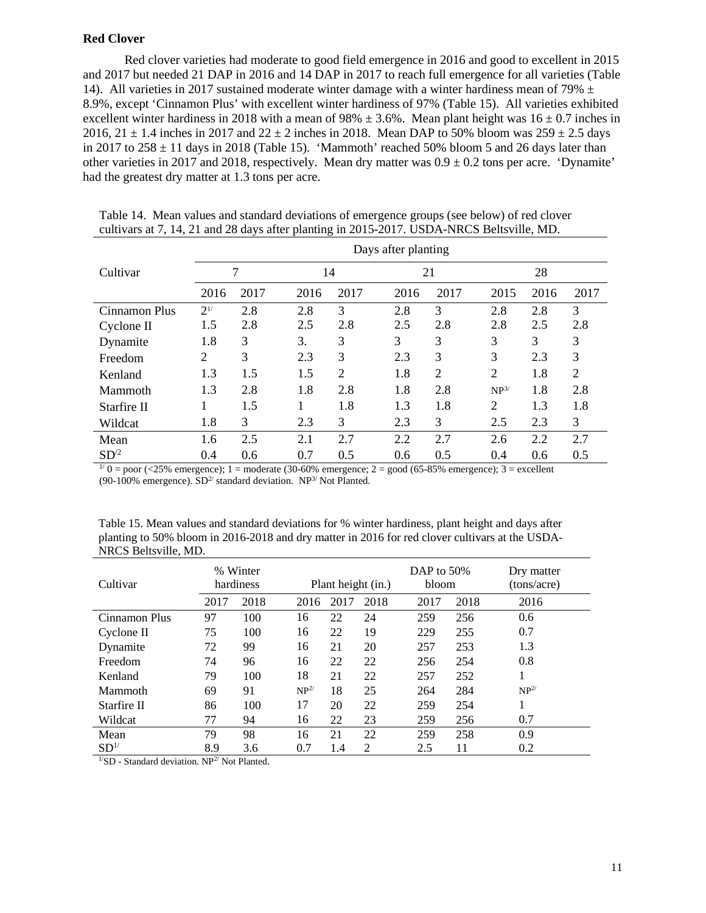## Red Clover

Red clover varieties had moderate to good field emergence in 2016 and good to excellent in 2015 and 2017 but needed 21 DAP in 2016 and 14 DAP in 2017 to reach full emergence for all varieties (Table 14). All varieties in 2017 sustained moderate winter damage with a winter hardiness mean of 79% ± 8.9%, except 'Cinnamon Plus' with excellent winter hardiness of 97% (Table 15). All varieties exhibited excellent winter hardiness in 2018 with a mean of 98% ± 3.6%. Mean plant height was 16 ± 0.7 inches in 2016, 21 ± 1.4 inches in 2017 and 22 ± 2 inches in 2018. Mean DAP to 50% bloom was 259 ± 2.5 days in 2017 to 258 ± 11 days in 2018 (Table 15). 'Mammoth' reached 50% bloom 5 and 26 days later than other varieties in 2017 and 2018, respectively. Mean dry matter was 0.9 ± 0.2 tons per acre. 'Dynamite' had the greatest dry matter at 1.3 tons per acre.

Table 14. Mean values and standard deviations of emergence groups (see below) of red clover cultivars at 7, 14, 21 and 28 days after planting in 2015-2017. USDA-NRCS Beltsville, MD.

| Cultivar | Days after planting | | | | | | | | |
|---|---|---|---|---|---|---|---|---|---|
| | 7 | | 14 | | 21 | | 28 | | |
| | 2016 | 2017 | 2016 | 2017 | 2016 | 2017 | 2015 | 2016 | 2017 |
| Cinnamon Plus | 2[1/] | 2.8 | 2.8 | 3 | 2.8 | 3 | 2.8 | 2.8 | 3 |
| Cyclone II | 1.5 | 2.8 | 2.5 | 2.8 | 2.5 | 2.8 | 2.8 | 2.5 | 2.8 |
| Dynamite | 1.8 | 3 | 3. | 3 | 3 | 3 | 3 | 3 | 3 |
| Freedom | 2 | 3 | 2.3 | 3 | 2.3 | 3 | 3 | 2.3 | 3 |
| Kenland | 1.3 | 1.5 | 1.5 | 2 | 1.8 | 2 | 2 | 1.8 | 2 |
| Mammoth | 1.3 | 2.8 | 1.8 | 2.8 | 1.8 | 2.8 | NP[3/] | 1.8 | 2.8 |
| Starfire II | 1 | 1.5 | 1 | 1.8 | 1.3 | 1.8 | 2 | 1.3 | 1.8 |
| Wildcat | 1.8 | 3 | 2.3 | 3 | 2.3 | 3 | 2.5 | 2.3 | 3 |
| Mean | 1.6 | 2.5 | 2.1 | 2.7 | 2.2 | 2.7 | 2.6 | 2.2 | 2.7 |
| SD[/2] | 0.4 | 0.6 | 0.7 | 0.5 | 0.6 | 0.5 | 0.4 | 0.6 | 0.5 |

[1/] 0 = poor (<25% emergence); 1 = moderate (30-60% emergence; 2 = good (65-85% emergence); 3 = excellent (90-100% emergence). SD[2/] standard deviation. NP[3/] Not Planted.

Table 15. Mean values and standard deviations for % winter hardiness, plant height and days after planting to 50% bloom in 2016-2018 and dry matter in 2016 for red clover cultivars at the USDA-NRCS Beltsville, MD.

| Cultivar | % Winter hardiness | | Plant height (in.) | | | DAP to 50% bloom | | Dry matter (tons/acre) |
|---|---|---|---|---|---|---|---|---|
| | 2017 | 2018 | 2016 | 2017 | 2018 | 2017 | 2018 | 2016 |
| Cinnamon Plus | 97 | 100 | 16 | 22 | 24 | 259 | 256 | 0.6 |
| Cyclone II | 75 | 100 | 16 | 22 | 19 | 229 | 255 | 0.7 |
| Dynamite | 72 | 99 | 16 | 21 | 20 | 257 | 253 | 1.3 |
| Freedom | 74 | 96 | 16 | 22 | 22 | 256 | 254 | 0.8 |
| Kenland | 79 | 100 | 18 | 21 | 22 | 257 | 252 | 1 |
| Mammoth | 69 | 91 | NP[2/] | 18 | 25 | 264 | 284 | NP[2/] |
| Starfire II | 86 | 100 | 17 | 20 | 22 | 259 | 254 | 1 |
| Wildcat | 77 | 94 | 16 | 22 | 23 | 259 | 256 | 0.7 |
| Mean | 79 | 98 | 16 | 21 | 22 | 259 | 258 | 0.9 |
| SD[1/] | 8.9 | 3.6 | 0.7 | 1.4 | 2 | 2.5 | 11 | 0.2 |

[1/]SD - Standard deviation. NP[2/] Not Planted.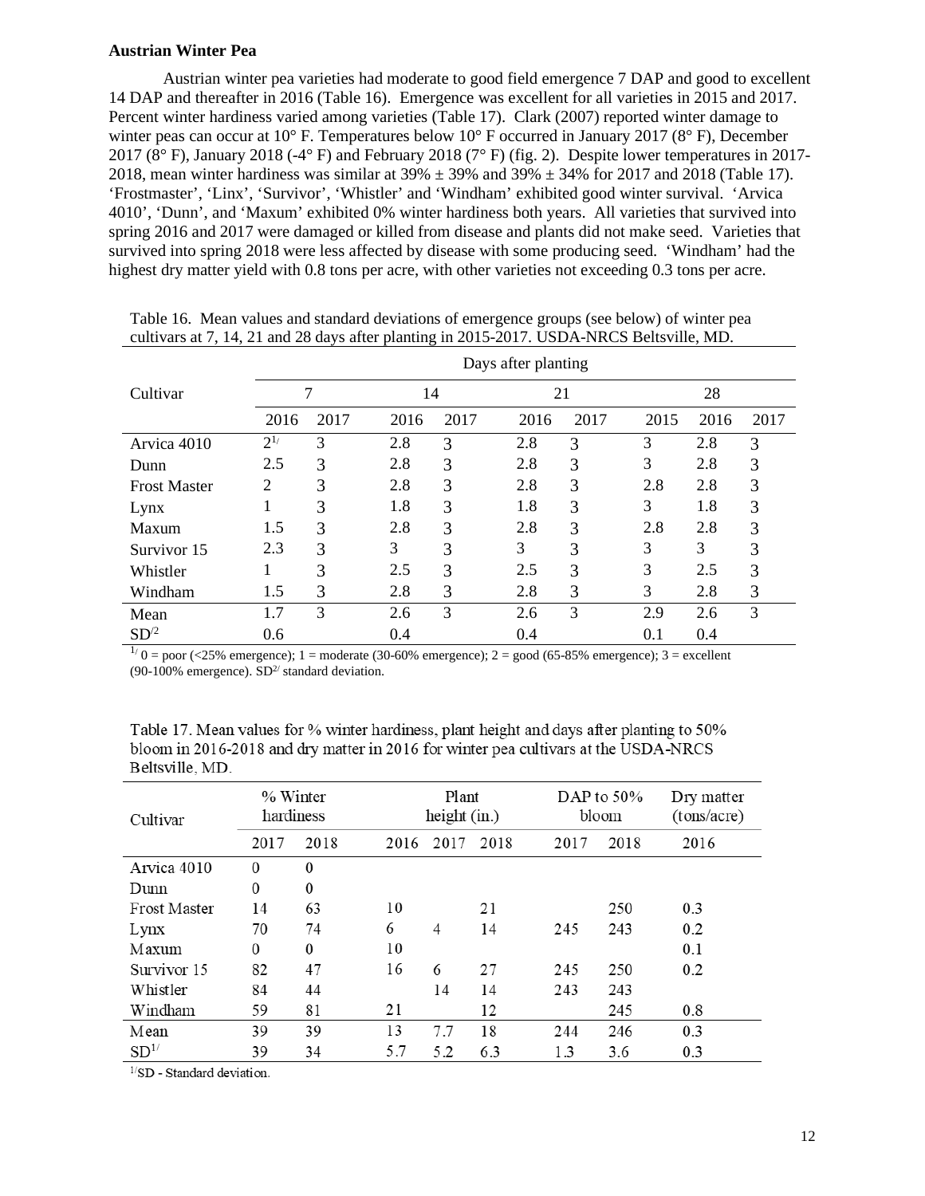**Austrian Winter Pea**

Austrian winter pea varieties had moderate to good field emergence 7 DAP and good to excellent 14 DAP and thereafter in 2016 (Table 16). Emergence was excellent for all varieties in 2015 and 2017. Percent winter hardiness varied among varieties (Table 17). Clark (2007) reported winter damage to winter peas can occur at 10° F. Temperatures below 10° F occurred in January 2017 (8° F), December 2017 (8° F), January 2018 (-4° F) and February 2018 (7° F) (fig. 2). Despite lower temperatures in 2017-2018, mean winter hardiness was similar at 39% ± 39% and 39% ± 34% for 2017 and 2018 (Table 17). 'Frostmaster', 'Linx', 'Survivor', 'Whistler' and 'Windham' exhibited good winter survival. 'Arvica 4010', 'Dunn', and 'Maxum' exhibited 0% winter hardiness both years. All varieties that survived into spring 2016 and 2017 were damaged or killed from disease and plants did not make seed. Varieties that survived into spring 2018 were less affected by disease with some producing seed. 'Windham' had the highest dry matter yield with 0.8 tons per acre, with other varieties not exceeding 0.3 tons per acre.

Table 16. Mean values and standard deviations of emergence groups (see below) of winter pea cultivars at 7, 14, 21 and 28 days after planting in 2015-2017. USDA-NRCS Beltsville, MD.

| Cultivar | Days after planting 7 | | 14 | | 21 | | 28 | | |
|---|---|---|---|---|---|---|---|---|---|
| | 2016 | 2017 | 2016 | 2017 | 2016 | 2017 | 2015 | 2016 | 2017 |
| Arvica 4010 | 2[1/] | 3 | 2.8 | 3 | 2.8 | 3 | 3 | 2.8 | 3 |
| Dunn | 2.5 | 3 | 2.8 | 3 | 2.8 | 3 | 3 | 2.8 | 3 |
| Frost Master | 2 | 3 | 2.8 | 3 | 2.8 | 3 | 2.8 | 2.8 | 3 |
| Lynx | 1 | 3 | 1.8 | 3 | 1.8 | 3 | 3 | 1.8 | 3 |
| Maxum | 1.5 | 3 | 2.8 | 3 | 2.8 | 3 | 2.8 | 2.8 | 3 |
| Survivor 15 | 2.3 | 3 | 3 | 3 | 3 | 3 | 3 | 3 | 3 |
| Whistler | 1 | 3 | 2.5 | 3 | 2.5 | 3 | 3 | 2.5 | 3 |
| Windham | 1.5 | 3 | 2.8 | 3 | 2.8 | 3 | 3 | 2.8 | 3 |
| Mean | 1.7 | 3 | 2.6 | 3 | 2.6 | 3 | 2.9 | 2.6 | 3 |
| SD[2/] | 0.6 | | 0.4 | | 0.4 | | 0.1 | 0.4 | |

[1/] 0 = poor (<25% emergence); 1 = moderate (30-60% emergence); 2 = good (65-85% emergence); 3 = excellent (90-100% emergence). SD[2/] standard deviation.

Table 17. Mean values for % winter hardiness, plant height and days after planting to 50% bloom in 2016-2018 and dry matter in 2016 for winter pea cultivars at the USDA-NRCS Beltsville, MD.

| Cultivar | % Winter hardiness | | Plant height (in.) | | | DAP to 50% bloom | | Dry matter (tons/acre) |
|---|---|---|---|---|---|---|---|---|
| | 2017 | 2018 | 2016 | 2017 | 2018 | 2017 | 2018 | 2016 |
| Arvica 4010 | 0 | 0 | | | | | | |
| Dunn | 0 | 0 | | | | | | |
| Frost Master | 14 | 63 | 10 | | 21 | | 250 | 0.3 |
| Lynx | 70 | 74 | 6 | 4 | 14 | 245 | 243 | 0.2 |
| Maxum | 0 | 0 | 10 | | | | | 0.1 |
| Survivor 15 | 82 | 47 | 16 | 6 | 27 | 245 | 250 | 0.2 |
| Whistler | 84 | 44 | | 14 | 14 | 243 | 243 | |
| Windham | 59 | 81 | 21 | | 12 | | 245 | 0.8 |
| Mean | 39 | 39 | 13 | 7.7 | 18 | 244 | 246 | 0.3 |
| SD[1/] | 39 | 34 | 5.7 | 5.2 | 6.3 | 1.3 | 3.6 | 0.3 |

[1/]SD - Standard deviation.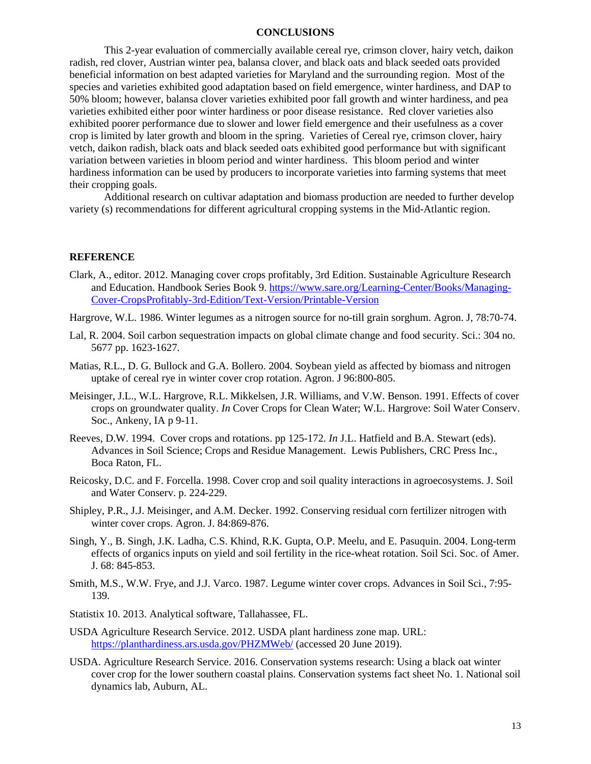## CONCLUSIONS

This 2-year evaluation of commercially available cereal rye, crimson clover, hairy vetch, daikon radish, red clover, Austrian winter pea, balansa clover, and black oats and black seeded oats provided beneficial information on best adapted varieties for Maryland and the surrounding region. Most of the species and varieties exhibited good adaptation based on field emergence, winter hardiness, and DAP to 50% bloom; however, balansa clover varieties exhibited poor fall growth and winter hardiness, and pea varieties exhibited either poor winter hardiness or poor disease resistance. Red clover varieties also exhibited poorer performance due to slower and lower field emergence and their usefulness as a cover crop is limited by later growth and bloom in the spring. Varieties of Cereal rye, crimson clover, hairy vetch, daikon radish, black oats and black seeded oats exhibited good performance but with significant variation between varieties in bloom period and winter hardiness. This bloom period and winter hardiness information can be used by producers to incorporate varieties into farming systems that meet their cropping goals.

Additional research on cultivar adaptation and biomass production are needed to further develop variety (s) recommendations for different agricultural cropping systems in the Mid-Atlantic region.

## REFERENCE

Clark, A., editor. 2012. Managing cover crops profitably, 3rd Edition. Sustainable Agriculture Research and Education. Handbook Series Book 9. https://www.sare.org/Learning-Center/Books/Managing-Cover-CropsProfitably-3rd-Edition/Text-Version/Printable-Version

Hargrove, W.L. 1986. Winter legumes as a nitrogen source for no-till grain sorghum. Agron. J, 78:70-74.

Lal, R. 2004. Soil carbon sequestration impacts on global climate change and food security. Sci.: 304 no. 5677 pp. 1623-1627.

Matias, R.L., D. G. Bullock and G.A. Bollero. 2004. Soybean yield as affected by biomass and nitrogen uptake of cereal rye in winter cover crop rotation. Agron. J 96:800-805.

Meisinger, J.L., W.L. Hargrove, R.L. Mikkelsen, J.R. Williams, and V.W. Benson. 1991. Effects of cover crops on groundwater quality. *In* Cover Crops for Clean Water; W.L. Hargrove: Soil Water Conserv. Soc., Ankeny, IA p 9-11.

Reeves, D.W. 1994. Cover crops and rotations. pp 125-172. *In* J.L. Hatfield and B.A. Stewart (eds). Advances in Soil Science; Crops and Residue Management. Lewis Publishers, CRC Press Inc., Boca Raton, FL.

Reicosky, D.C. and F. Forcella. 1998. Cover crop and soil quality interactions in agroecosystems. J. Soil and Water Conserv. p. 224-229.

Shipley, P.R., J.J. Meisinger, and A.M. Decker. 1992. Conserving residual corn fertilizer nitrogen with winter cover crops. Agron. J. 84:869-876.

Singh, Y., B. Singh, J.K. Ladha, C.S. Khind, R.K. Gupta, O.P. Meelu, and E. Pasuquin. 2004. Long-term effects of organics inputs on yield and soil fertility in the rice-wheat rotation. Soil Sci. Soc. of Amer. J. 68: 845-853.

Smith, M.S., W.W. Frye, and J.J. Varco. 1987. Legume winter cover crops. Advances in Soil Sci., 7:95-139.

Statistix 10. 2013. Analytical software, Tallahassee, FL.

USDA Agriculture Research Service. 2012. USDA plant hardiness zone map. URL: https://planthardiness.ars.usda.gov/PHZMWeb/ (accessed 20 June 2019).

USDA. Agriculture Research Service. 2016. Conservation systems research: Using a black oat winter cover crop for the lower southern coastal plains. Conservation systems fact sheet No. 1. National soil dynamics lab, Auburn, AL.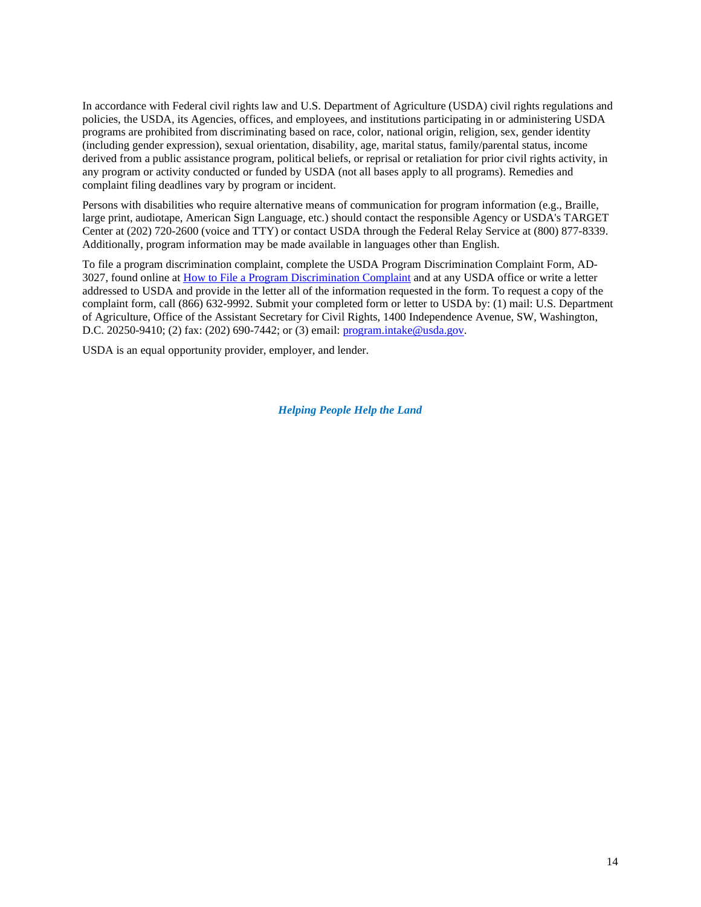In accordance with Federal civil rights law and U.S. Department of Agriculture (USDA) civil rights regulations and policies, the USDA, its Agencies, offices, and employees, and institutions participating in or administering USDA programs are prohibited from discriminating based on race, color, national origin, religion, sex, gender identity (including gender expression), sexual orientation, disability, age, marital status, family/parental status, income derived from a public assistance program, political beliefs, or reprisal or retaliation for prior civil rights activity, in any program or activity conducted or funded by USDA (not all bases apply to all programs). Remedies and complaint filing deadlines vary by program or incident.

Persons with disabilities who require alternative means of communication for program information (e.g., Braille, large print, audiotape, American Sign Language, etc.) should contact the responsible Agency or USDA's TARGET Center at (202) 720-2600 (voice and TTY) or contact USDA through the Federal Relay Service at (800) 877-8339. Additionally, program information may be made available in languages other than English.

To file a program discrimination complaint, complete the USDA Program Discrimination Complaint Form, AD-3027, found online at [How to File a Program Discrimination Complaint]() and at any USDA office or write a letter addressed to USDA and provide in the letter all of the information requested in the form. To request a copy of the complaint form, call (866) 632-9992. Submit your completed form or letter to USDA by: (1) mail: U.S. Department of Agriculture, Office of the Assistant Secretary for Civil Rights, 1400 Independence Avenue, SW, Washington, D.C. 20250-9410; (2) fax: (202) 690-7442; or (3) email: program.intake@usda.gov.

USDA is an equal opportunity provider, employer, and lender.

***Helping People Help the Land***